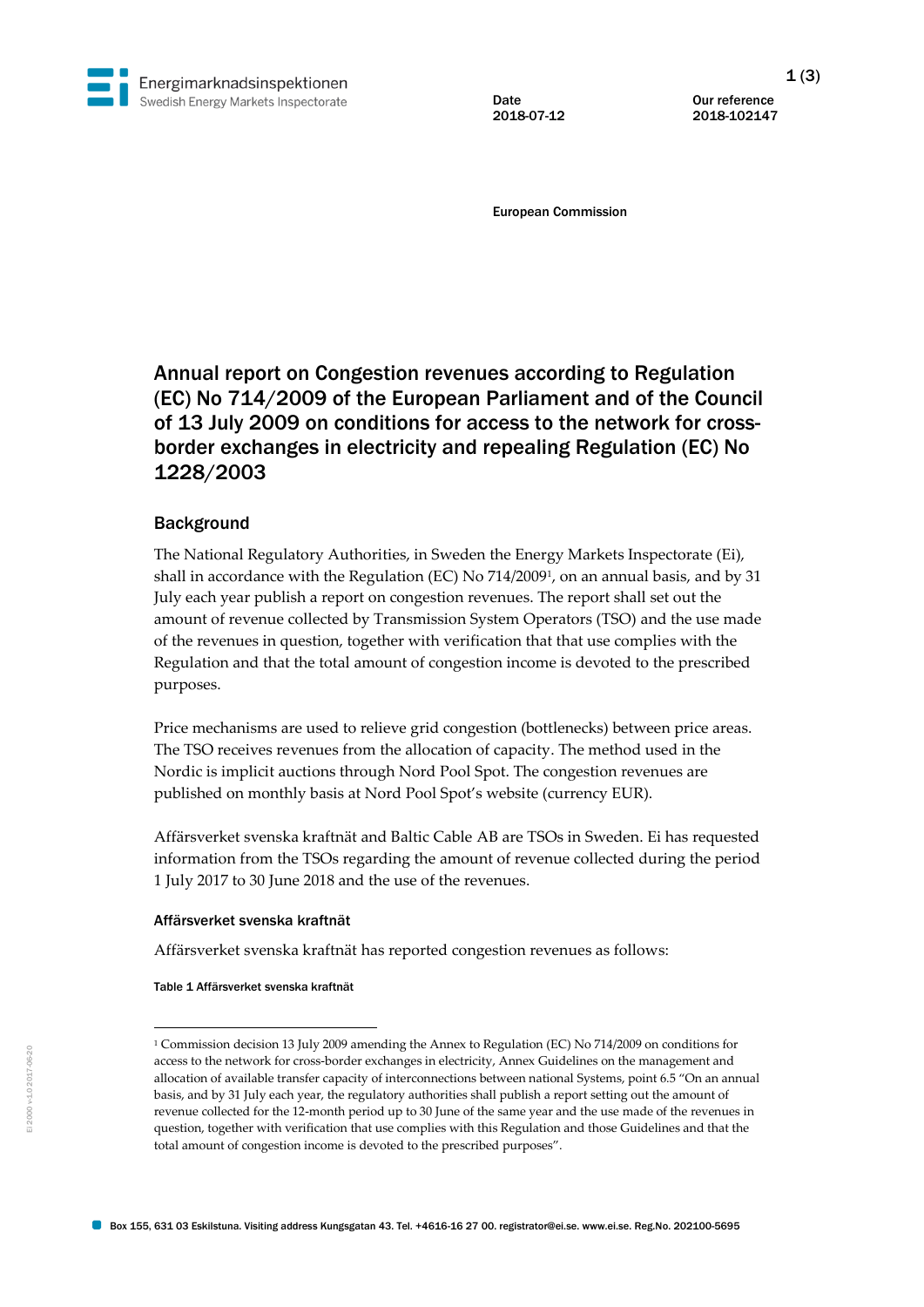Energimarknadsinspektionen
Swedish Energy Markets Inspectorate

Date
2018-07-12

Our reference
2018-102147

European Commission

# Annual report on Congestion revenues according to Regulation (EC) No 714/2009 of the European Parliament and of the Council of 13 July 2009 on conditions for access to the network for cross-border exchanges in electricity and repealing Regulation (EC) No 1228/2003

## Background

The National Regulatory Authorities, in Sweden the Energy Markets Inspectorate (Ei), shall in accordance with the Regulation (EC) No 714/2009[1], on an annual basis, and by 31 July each year publish a report on congestion revenues. The report shall set out the amount of revenue collected by Transmission System Operators (TSO) and the use made of the revenues in question, together with verification that that use complies with the Regulation and that the total amount of congestion income is devoted to the prescribed purposes.

Price mechanisms are used to relieve grid congestion (bottlenecks) between price areas. The TSO receives revenues from the allocation of capacity. The method used in the Nordic is implicit auctions through Nord Pool Spot. The congestion revenues are published on monthly basis at Nord Pool Spot's website (currency EUR).

Affärsverket svenska kraftnät and Baltic Cable AB are TSOs in Sweden. Ei has requested information from the TSOs regarding the amount of revenue collected during the period 1 July 2017 to 30 June 2018 and the use of the revenues.

#### Affärsverket svenska kraftnät

Affärsverket svenska kraftnät has reported congestion revenues as follows:

**Table 1 Affärsverket svenska kraftnät**

[1] Commission decision 13 July 2009 amending the Annex to Regulation (EC) No 714/2009 on conditions for access to the network for cross-border exchanges in electricity, Annex Guidelines on the management and allocation of available transfer capacity of interconnections between national Systems, point 6.5 "On an annual basis, and by 31 July each year, the regulatory authorities shall publish a report setting out the amount of revenue collected for the 12-month period up to 30 June of the same year and the use made of the revenues in question, together with verification that use complies with this Regulation and those Guidelines and that the total amount of congestion income is devoted to the prescribed purposes".

Box 155, 631 03 Eskilstuna. Visiting address Kungsgatan 43. Tel. +4616-16 27 00. registrator@ei.se. www.ei.se. Reg.No. 202100-5695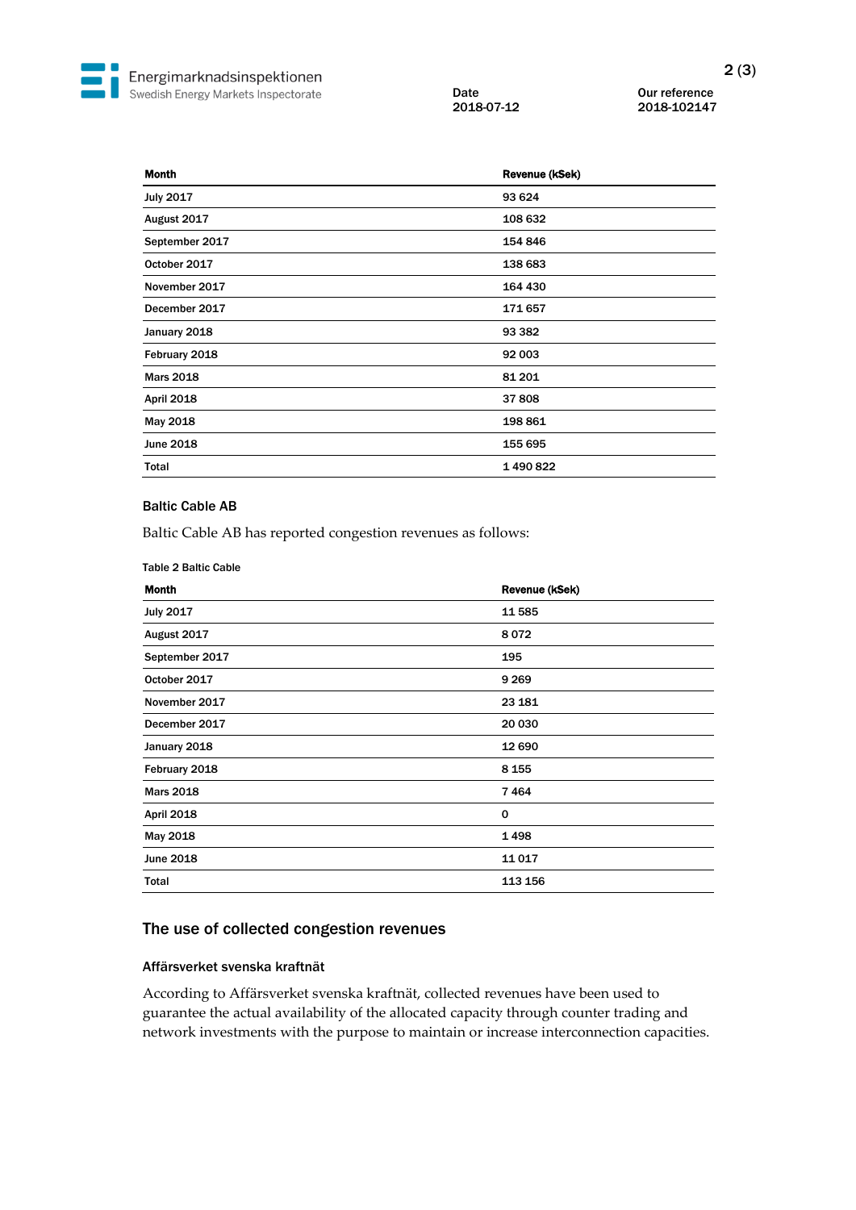| Month | Revenue (kSek) |
| --- | --- |
| July 2017 | 93 624 |
| August 2017 | 108 632 |
| September 2017 | 154 846 |
| October 2017 | 138 683 |
| November 2017 | 164 430 |
| December 2017 | 171 657 |
| January 2018 | 93 382 |
| February 2018 | 92 003 |
| Mars 2018 | 81 201 |
| April 2018 | 37 808 |
| May 2018 | 198 861 |
| June 2018 | 155 695 |
| Total | 1 490 822 |

### Baltic Cable AB

Baltic Cable AB has reported congestion revenues as follows:

Table 2 Baltic Cable

| Month | Revenue (kSek) |
| --- | --- |
| July 2017 | 11 585 |
| August 2017 | 8 072 |
| September 2017 | 195 |
| October 2017 | 9 269 |
| November 2017 | 23 181 |
| December 2017 | 20 030 |
| January 2018 | 12 690 |
| February 2018 | 8 155 |
| Mars 2018 | 7 464 |
| April 2018 | 0 |
| May 2018 | 1 498 |
| June 2018 | 11 017 |
| Total | 113 156 |

## The use of collected congestion revenues

### Affärsverket svenska kraftnät

According to Affärsverket svenska kraftnät, collected revenues have been used to guarantee the actual availability of the allocated capacity through counter trading and network investments with the purpose to maintain or increase interconnection capacities.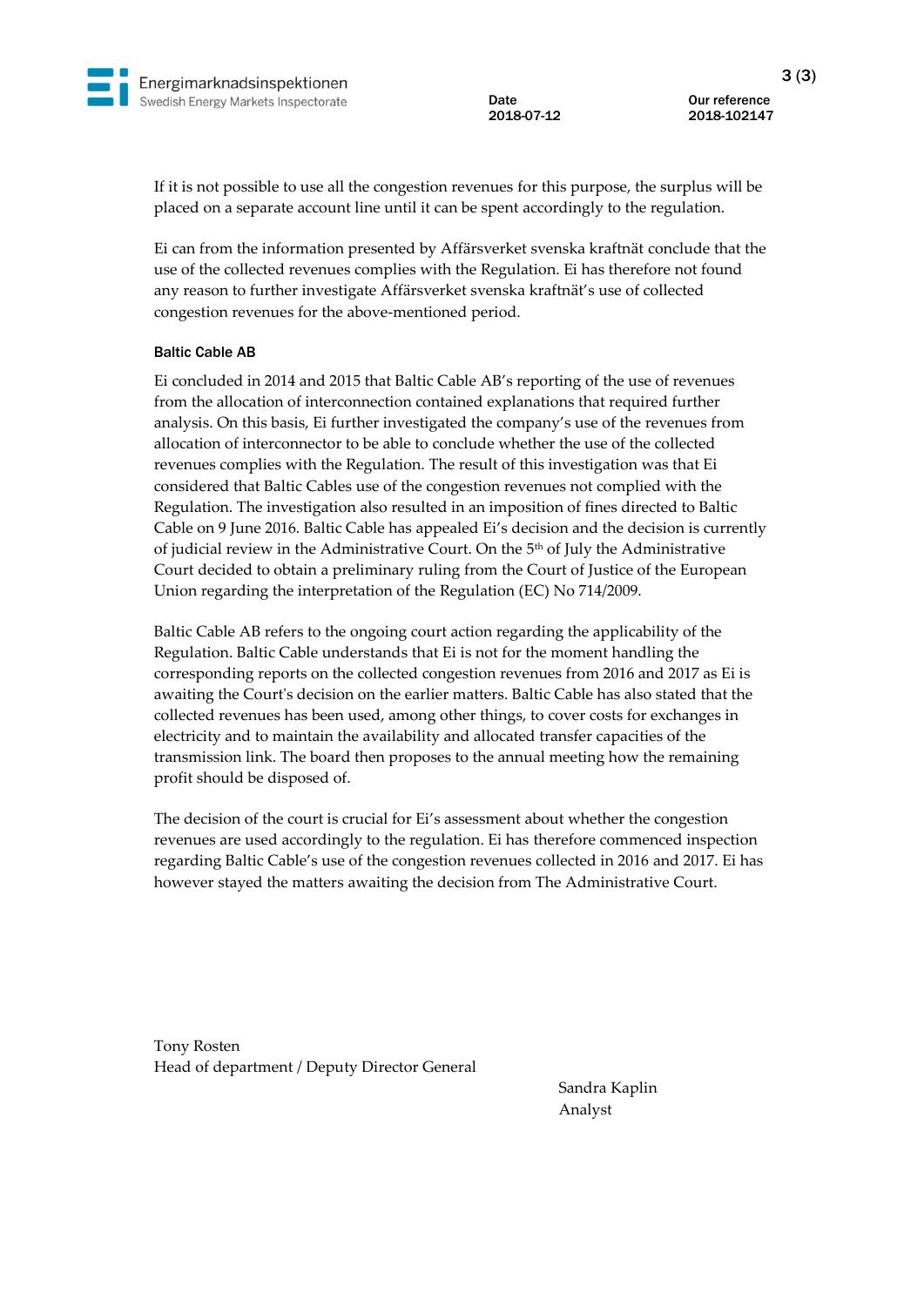If it is not possible to use all the congestion revenues for this purpose, the surplus will be placed on a separate account line until it can be spent accordingly to the regulation.

Ei can from the information presented by Affärsverket svenska kraftnät conclude that the use of the collected revenues complies with the Regulation. Ei has therefore not found any reason to further investigate Affärsverket svenska kraftnät's use of collected congestion revenues for the above-mentioned period.

#### Baltic Cable AB

Ei concluded in 2014 and 2015 that Baltic Cable AB's reporting of the use of revenues from the allocation of interconnection contained explanations that required further analysis. On this basis, Ei further investigated the company's use of the revenues from allocation of interconnector to be able to conclude whether the use of the collected revenues complies with the Regulation. The result of this investigation was that Ei considered that Baltic Cables use of the congestion revenues not complied with the Regulation. The investigation also resulted in an imposition of fines directed to Baltic Cable on 9 June 2016. Baltic Cable has appealed Ei's decision and the decision is currently of judicial review in the Administrative Court. On the 5th of July the Administrative Court decided to obtain a preliminary ruling from the Court of Justice of the European Union regarding the interpretation of the Regulation (EC) No 714/2009.

Baltic Cable AB refers to the ongoing court action regarding the applicability of the Regulation. Baltic Cable understands that Ei is not for the moment handling the corresponding reports on the collected congestion revenues from 2016 and 2017 as Ei is awaiting the Court's decision on the earlier matters. Baltic Cable has also stated that the collected revenues has been used, among other things, to cover costs for exchanges in electricity and to maintain the availability and allocated transfer capacities of the transmission link. The board then proposes to the annual meeting how the remaining profit should be disposed of.

The decision of the court is crucial for Ei's assessment about whether the congestion revenues are used accordingly to the regulation. Ei has therefore commenced inspection regarding Baltic Cable's use of the congestion revenues collected in 2016 and 2017. Ei has however stayed the matters awaiting the decision from The Administrative Court.

Tony Rosten
Head of department / Deputy Director General

Sandra Kaplin
Analyst